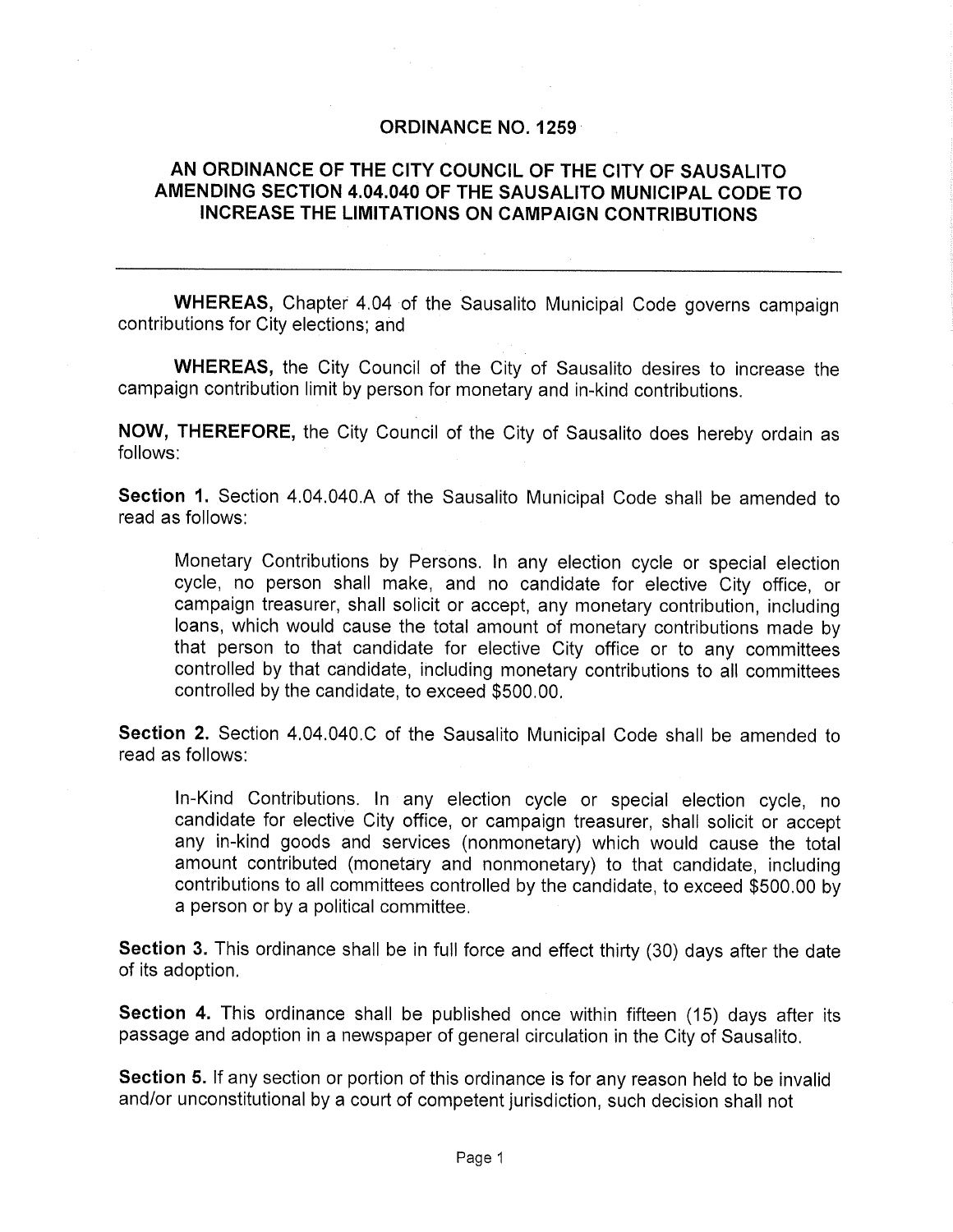# ORDINANCE NO. 1259

## AN ORDINANCE OF THE CITY COUNCIL OF THE CITY OF SAUSALITO AMENDING SECTION 4.04.040 OF THE SAUSALITO MUNICIPAL CODE TO INCREASE THE LIMITATIONS ON CAMPAIGN CONTRIBUTIONS

---

**WHEREAS,** Chapter 4.04 of the Sausalito Municipal Code governs campaign contributions for City elections; and

**WHEREAS,** the City Council of the City of Sausalito desires to increase the campaign contribution limit by person for monetary and in-kind contributions.

**NOW, THEREFORE,** the City Council of the City of Sausalito does hereby ordain as follows:

**Section 1.** Section 4.04.040.A of the Sausalito Municipal Code shall be amended to read as follows:

> Monetary Contributions by Persons. In any election cycle or special election cycle, no person shall make, and no candidate for elective City office, or campaign treasurer, shall solicit or accept, any monetary contribution, including loans, which would cause the total amount of monetary contributions made by that person to that candidate for elective City office or to any committees controlled by that candidate, including monetary contributions to all committees controlled by the candidate, to exceed $500.00.

**Section 2.** Section 4.04.040.C of the Sausalito Municipal Code shall be amended to read as follows:

> In-Kind Contributions. In any election cycle or special election cycle, no candidate for elective City office, or campaign treasurer, shall solicit or accept any in-kind goods and services (nonmonetary) which would cause the total amount contributed (monetary and nonmonetary) to that candidate, including contributions to all committees controlled by the candidate, to exceed $500.00 by a person or by a political committee.

**Section 3.** This ordinance shall be in full force and effect thirty (30) days after the date of its adoption.

**Section 4.** This ordinance shall be published once within fifteen (15) days after its passage and adoption in a newspaper of general circulation in the City of Sausalito.

**Section 5.** If any section or portion of this ordinance is for any reason held to be invalid and/or unconstitutional by a court of competent jurisdiction, such decision shall not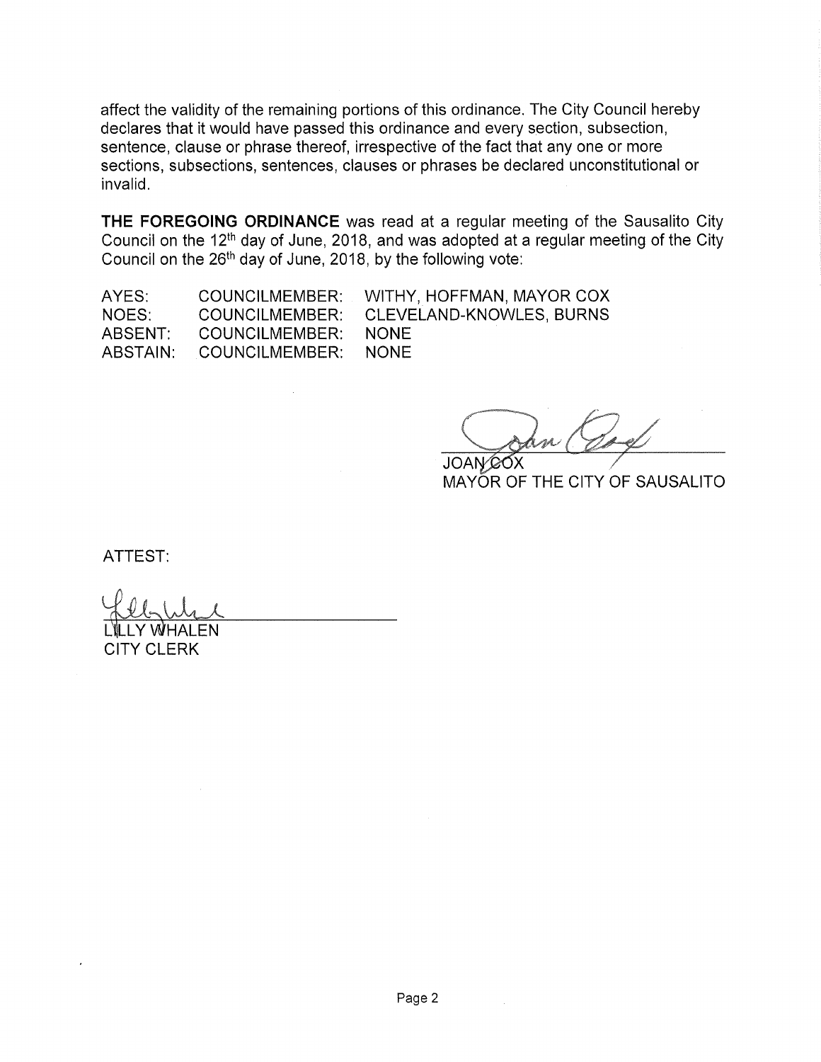affect the validity of the remaining portions of this ordinance. The City Council hereby declares that it would have passed this ordinance and every section, subsection, sentence, clause or phrase thereof, irrespective of the fact that any one or more sections, subsections, sentences, clauses or phrases be declared unconstitutional or invalid.

**THE FOREGOING ORDINANCE** was read at a regular meeting of the Sausalito City Council on the 12th day of June, 2018, and was adopted at a regular meeting of the City Council on the 26th day of June, 2018, by the following vote:

| | | |
|---|---|---|
| AYES: | COUNCILMEMBER: | WITHY, HOFFMAN, MAYOR COX |
| NOES: | COUNCILMEMBER: | CLEVELAND-KNOWLES, BURNS |
| ABSENT: | COUNCILMEMBER: | NONE |
| ABSTAIN: | COUNCILMEMBER: | NONE |

JOAN COX
MAYOR OF THE CITY OF SAUSALITO

ATTEST:

LILLY WHALEN
CITY CLERK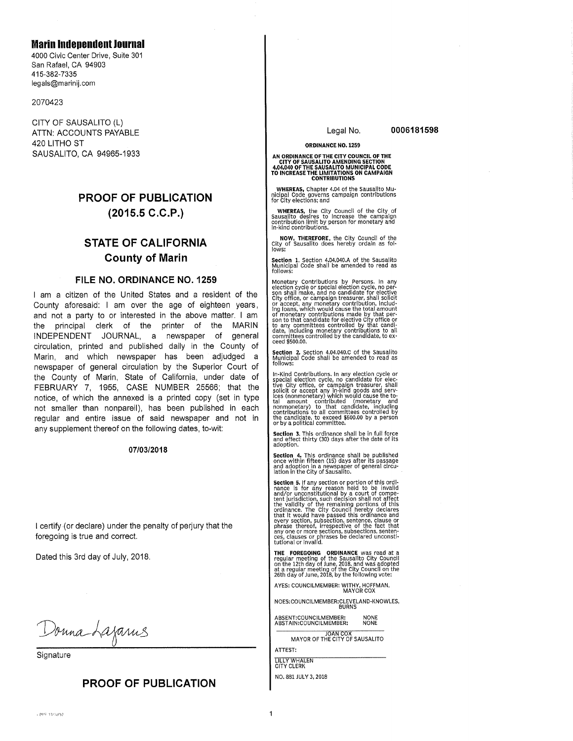**Marin Independent Journal**

4000 Civic Center Drive, Suite 301
San Rafael, CA 94903
415-382-7335
legals@marinij.com

2070423

CITY OF SAUSALITO (L)
ATTN: ACCOUNTS PAYABLE
420 LITHO ST
SAUSALITO, CA 94965-1933

## PROOF OF PUBLICATION
## (2015.5 C.C.P.)

## STATE OF CALIFORNIA
## County of Marin

### FILE NO. ORDINANCE NO. 1259

I am a citizen of the United States and a resident of the County aforesaid: I am over the age of eighteen years, and not a party to or interested in the above matter. I am the principal clerk of the printer of the MARIN INDEPENDENT JOURNAL, a newspaper of general circulation, printed and published daily in the County of Marin, and which newspaper has been adjudged a newspaper of general circulation by the Superior Court of the County of Marin, State of California, under date of FEBRUARY 7, 1955, CASE NUMBER 25566; that the notice, of which the annexed is a printed copy (set in type not smaller than nonpareil), has been published in each regular and entire issue of said newspaper and not in any supplement thereof on the following dates, to-wit:

**07/03/2018**

I certify (or declare) under the penalty of perjury that the foregoing is true and correct.

Dated this 3rd day of July, 2018.

Donna Lazarus

Signature

## PROOF OF PUBLICATION

Legal No. **0006181598**

**ORDINANCE NO. 1259**

**AN ORDINANCE OF THE CITY COUNCIL OF THE CITY OF SAUSALITO AMENDING SECTION 4.04.040 OF THE SAUSALITO MUNICIPAL CODE TO INCREASE THE LIMITATIONS ON CAMPAIGN CONTRIBUTIONS**

**WHEREAS,** Chapter 4.04 of the Sausalito Municipal Code governs campaign contributions for City elections; and

**WHEREAS,** the City Council of the City of Sausalito desires to increase the campaign contribution limit by person for monetary and in-kind contributions.

**NOW, THEREFORE,** the City Council of the City of Sausalito does hereby ordain as follows:

**Section 1.** Section 4.04.040.A of the Sausalito Municipal Code shall be amended to read as follows:

Monetary Contributions by Persons. In any election cycle or special election cycle, no person shall make, and no candidate for elective City office, or campaign treasurer, shall solicit or accept, any monetary contribution, including loans, which would cause the total amount of monetary contributions made by that person to that candidate for elective City office or to any committees controlled by that candidate, including monetary contributions to all committees controlled by the candidate, to exceed $500.00.

**Section 2.** Section 4.04.040.C of the Sausalito Municipal Code shall be amended to read as follows:

In-Kind Contributions. In any election cycle or special election cycle, no candidate for elective City office, or campaign treasurer, shall solicit or accept any in-kind goods and services (nonmonetary) which would cause the total amount contributed (monetary and nonmonetary) to that candidate, including contributions to all committees controlled by the candidate, to exceed $500.00 by a person or by a political committee.

**Section 3.** This ordinance shall be in full force and effect thirty (30) days after the date of its adoption.

**Section 4.** This ordinance shall be published once within fifteen (15) days after its passage and adoption in a newspaper of general circulation in the City of Sausalito.

**Section 5.** If any section or portion of this ordinance is for any reason held to be invalid and/or unconstitutional by a court of competent jurisdiction, such decision shall not affect the validity of the remaining portions of this ordinance. The City Council hereby declares that it would have passed this ordinance and every section, subsection, sentence, clause or phrase thereof, irrespective of the fact that any one or more sections, subsections, sentences, clauses or phrases be declared unconstitutional or invalid.

**THE FOREGOING ORDINANCE** was read at a regular meeting of the Sausalito City Council on the 12th day of June, 2018, and was adopted at a regular meeting of the City Council on the 26th day of June, 2018, by the following vote:

AYES: COUNCILMEMBER: WITHY, HOFFMAN, MAYOR COX

NOES:COUNCILMEMBER:CLEVELAND-KNOWLES, BURNS

ABSENT:COUNCILMEMBER: NONE
ABSTAIN:COUNCILMEMBER: NONE

JOAN COX
MAYOR OF THE CITY OF SAUSALITO

ATTEST:

LILLY WHALEN
CITY CLERK

NO. 881 JULY 3, 2018